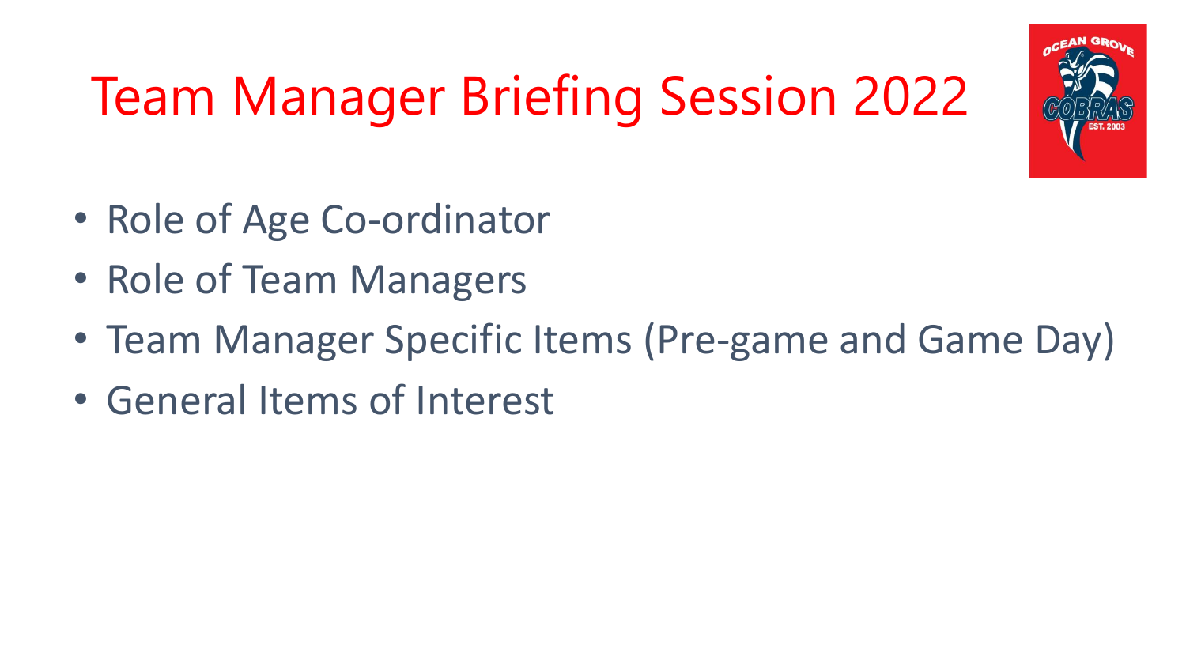# Team Manager Briefing Session 2022

- Role of Age Co-ordinator
- Role of Team Managers
- Team Manager Specific Items (Pre-game and Game Day)
- General Items of Interest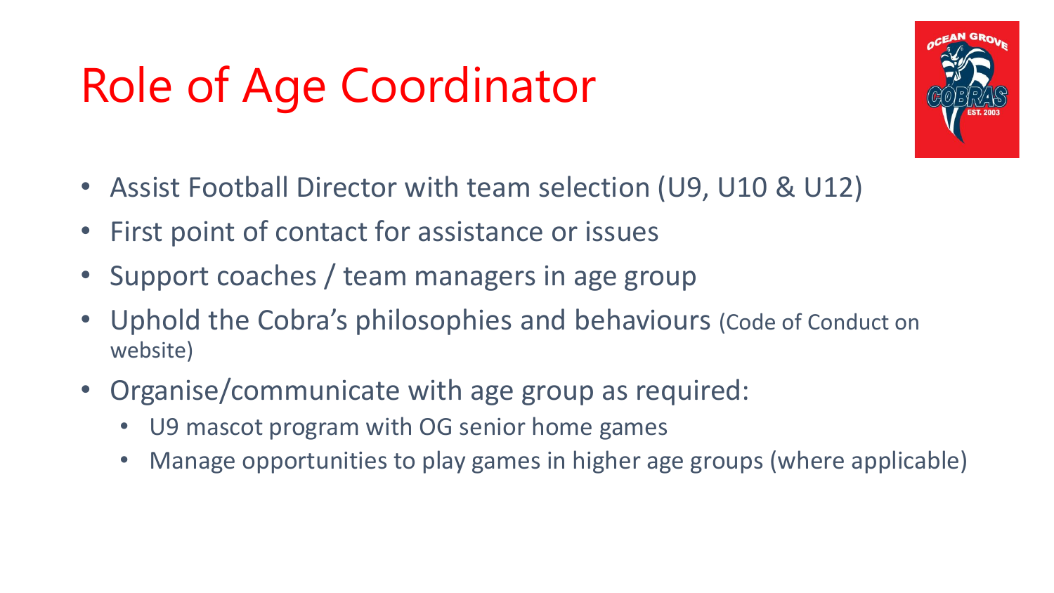# Role of Age Coordinator

- Assist Football Director with team selection (U9, U10 & U12)
- First point of contact for assistance or issues
- Support coaches / team managers in age group
- Uphold the Cobra's philosophies and behaviours (Code of Conduct on website)
- Organise/communicate with age group as required:
  - U9 mascot program with OG senior home games
  - Manage opportunities to play games in higher age groups (where applicable)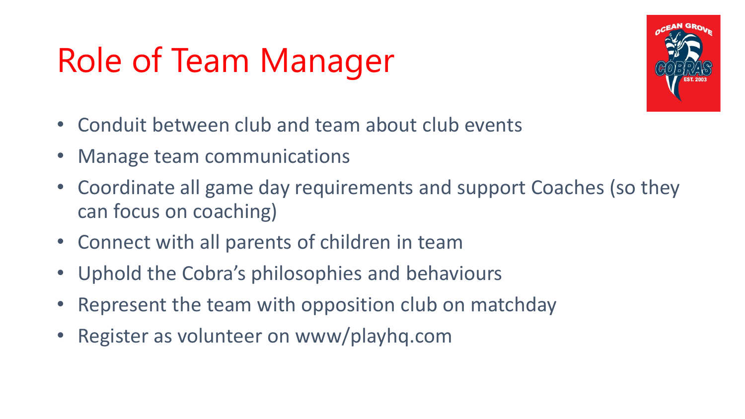# Role of Team Manager

- Conduit between club and team about club events
- Manage team communications
- Coordinate all game day requirements and support Coaches (so they can focus on coaching)
- Connect with all parents of children in team
- Uphold the Cobra's philosophies and behaviours
- Represent the team with opposition club on matchday
- Register as volunteer on www/playhq.com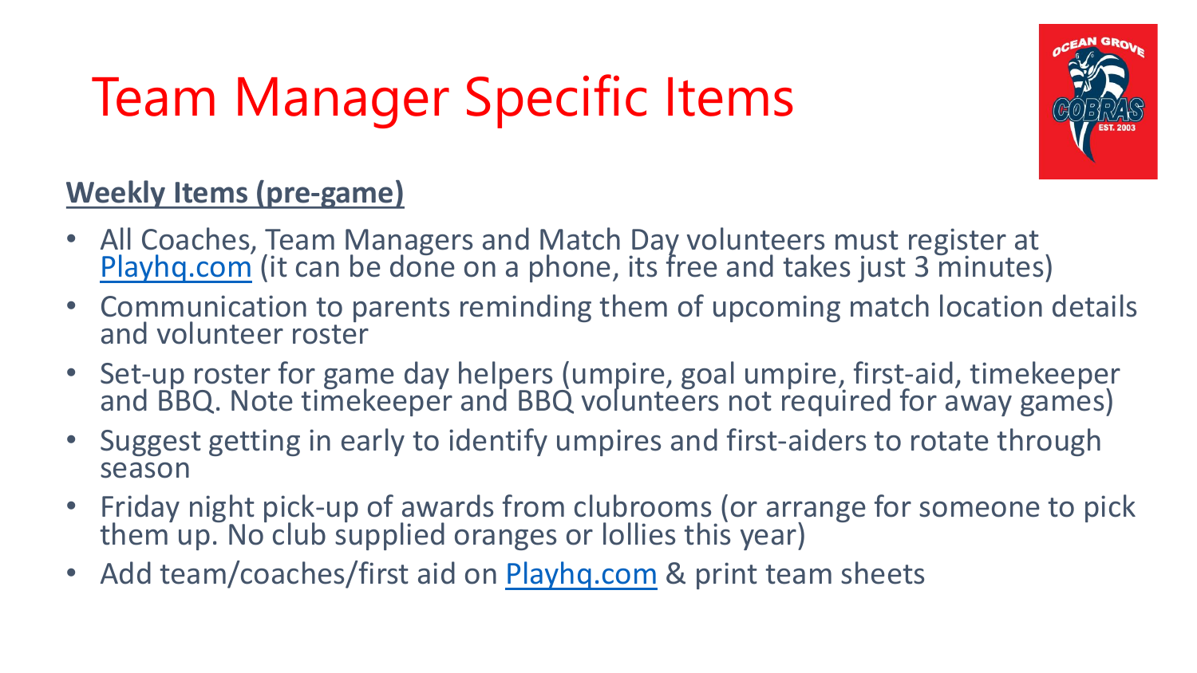# Team Manager Specific Items

**Weekly Items (pre-game)**

- All Coaches, Team Managers and Match Day volunteers must register at Playhq.com (it can be done on a phone, its free and takes just 3 minutes)
- Communication to parents reminding them of upcoming match location details and volunteer roster
- Set-up roster for game day helpers (umpire, goal umpire, first-aid, timekeeper and BBQ. Note timekeeper and BBQ volunteers not required for away games)
- Suggest getting in early to identify umpires and first-aiders to rotate through season
- Friday night pick-up of awards from clubrooms (or arrange for someone to pick them up. No club supplied oranges or lollies this year)
- Add team/coaches/first aid on Playhq.com & print team sheets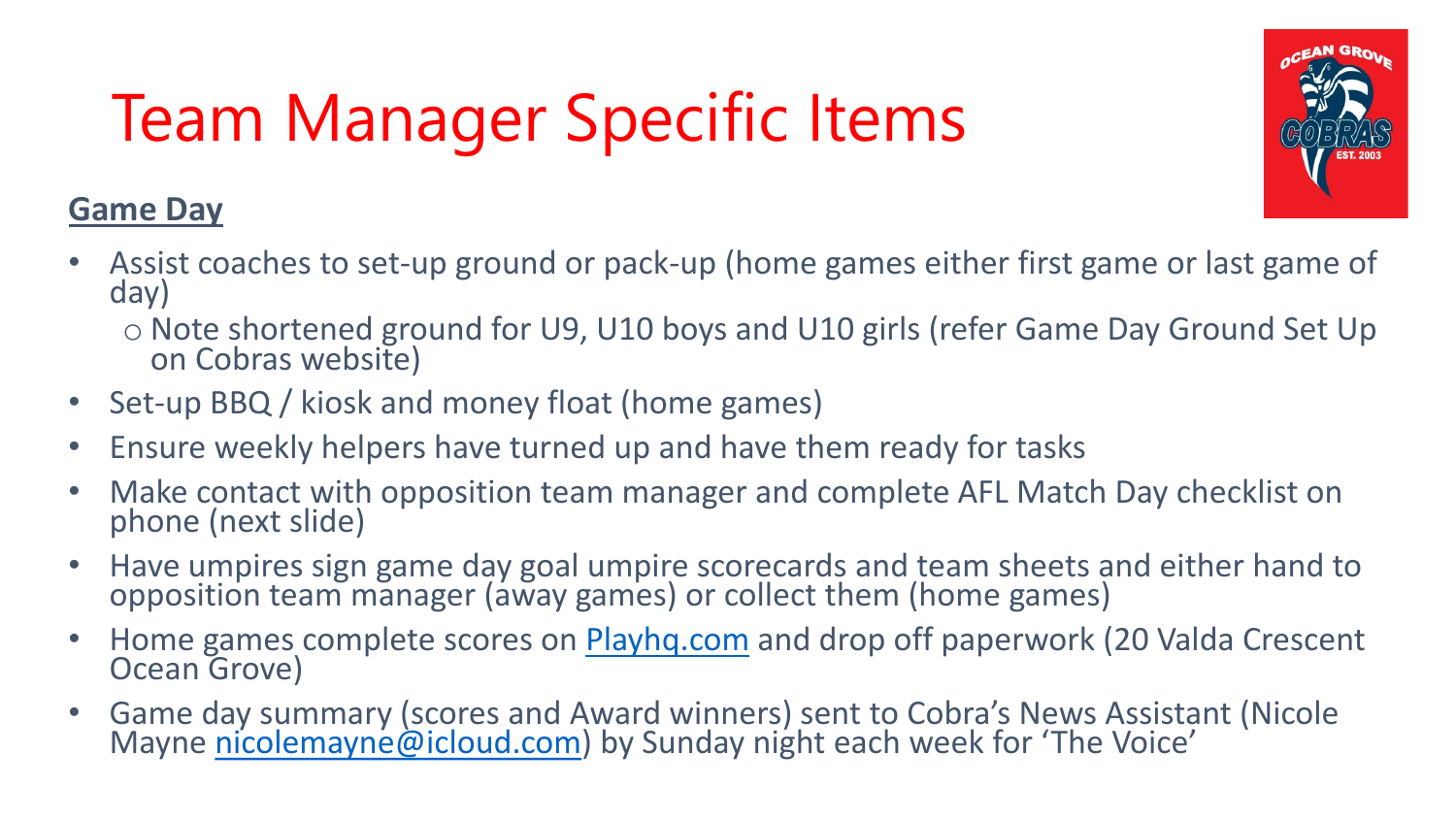# Team Manager Specific Items

## Game Day

- Assist coaches to set-up ground or pack-up (home games either first game or last game of day)
  - Note shortened ground for U9, U10 boys and U10 girls (refer Game Day Ground Set Up on Cobras website)
- Set-up BBQ / kiosk and money float (home games)
- Ensure weekly helpers have turned up and have them ready for tasks
- Make contact with opposition team manager and complete AFL Match Day checklist on phone (next slide)
- Have umpires sign game day goal umpire scorecards and team sheets and either hand to opposition team manager (away games) or collect them (home games)
- Home games complete scores on [Playhq.com](Playhq.com) and drop off paperwork (20 Valda Crescent Ocean Grove)
- Game day summary (scores and Award winners) sent to Cobra's News Assistant (Nicole Mayne [nicolemayne@icloud.com](mailto:nicolemayne@icloud.com)) by Sunday night each week for 'The Voice'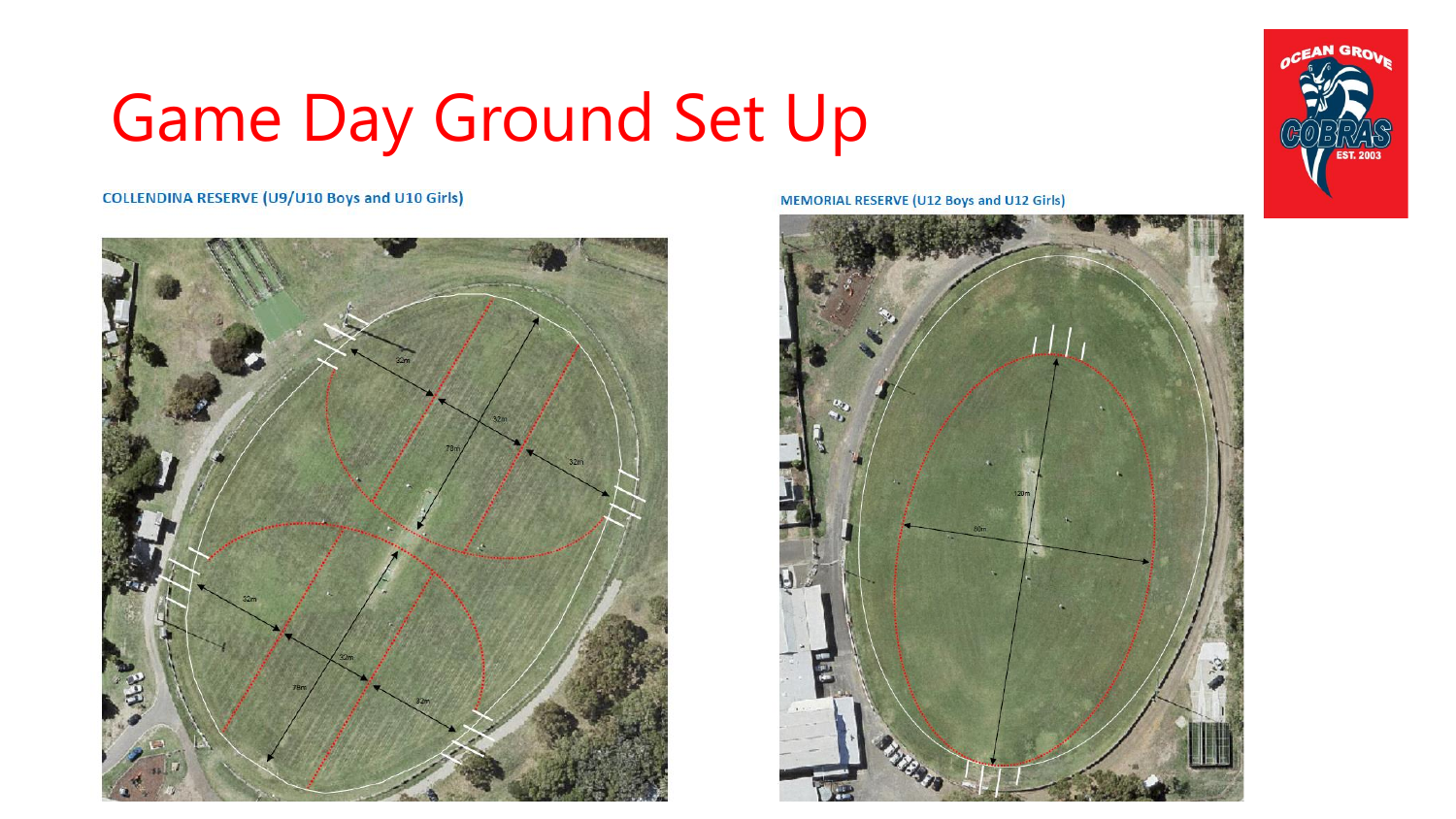# Game Day Ground Set Up

**COLLENDINA RESERVE (U9/U10 Boys and U10 Girls)**

**MEMORIAL RESERVE (U12 Boys and U12 Girls)**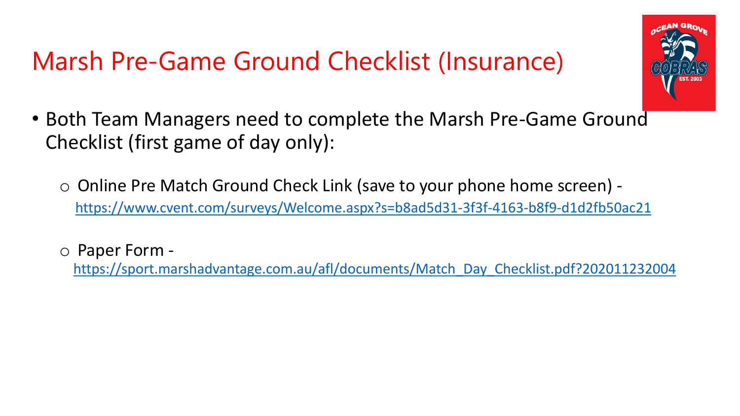# Marsh Pre-Game Ground Checklist (Insurance)

- Both Team Managers need to complete the Marsh Pre-Game Ground Checklist (first game of day only):
  - Online Pre Match Ground Check Link (save to your phone home screen) - https://www.cvent.com/surveys/Welcome.aspx?s=b8ad5d31-3f3f-4163-b8f9-d1d2fb50ac21
  - Paper Form - https://sport.marshadvantage.com.au/afl/documents/Match_Day_Checklist.pdf?202011232004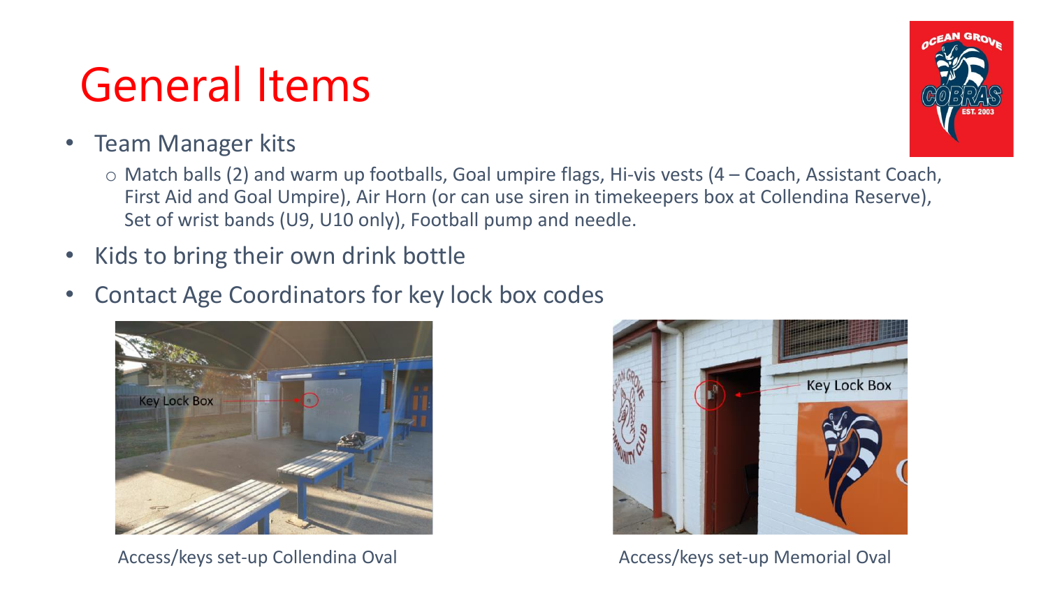# General Items

- Team Manager kits
  - Match balls (2) and warm up footballs, Goal umpire flags, Hi-vis vests (4 – Coach, Assistant Coach, First Aid and Goal Umpire), Air Horn (or can use siren in timekeepers box at Collendina Reserve), Set of wrist bands (U9, U10 only), Football pump and needle.
- Kids to bring their own drink bottle
- Contact Age Coordinators for key lock box codes

Access/keys set-up Collendina Oval

Access/keys set-up Memorial Oval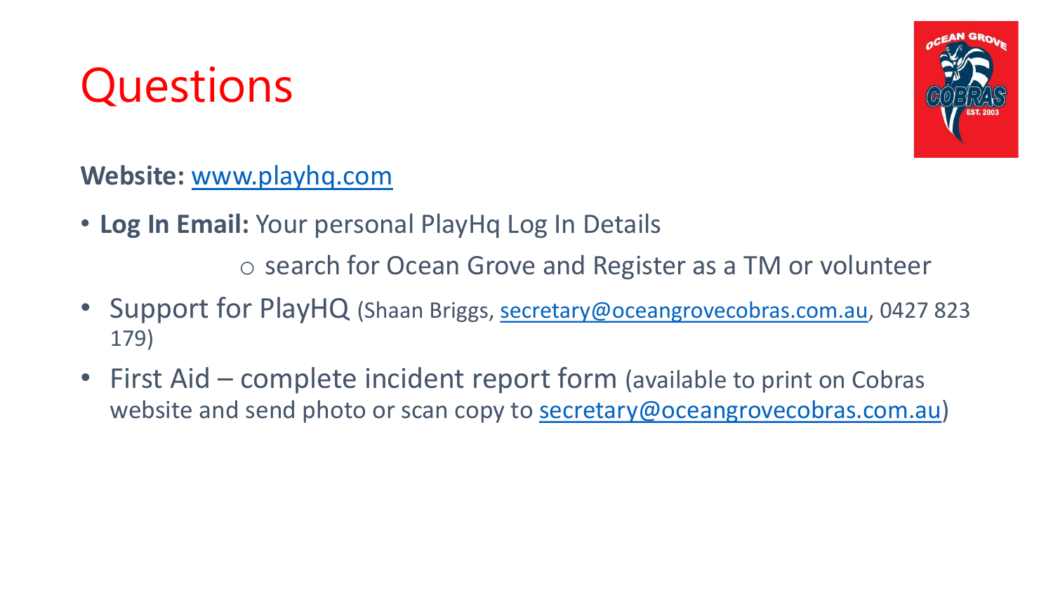# Questions

**Website:** www.playhq.com

- **Log In Email:** Your personal PlayHq Log In Details
  - search for Ocean Grove and Register as a TM or volunteer
- Support for PlayHQ (Shaan Briggs, secretary@oceangrovecobras.com.au, 0427 823 179)
- First Aid – complete incident report form (available to print on Cobras website and send photo or scan copy to secretary@oceangrovecobras.com.au)